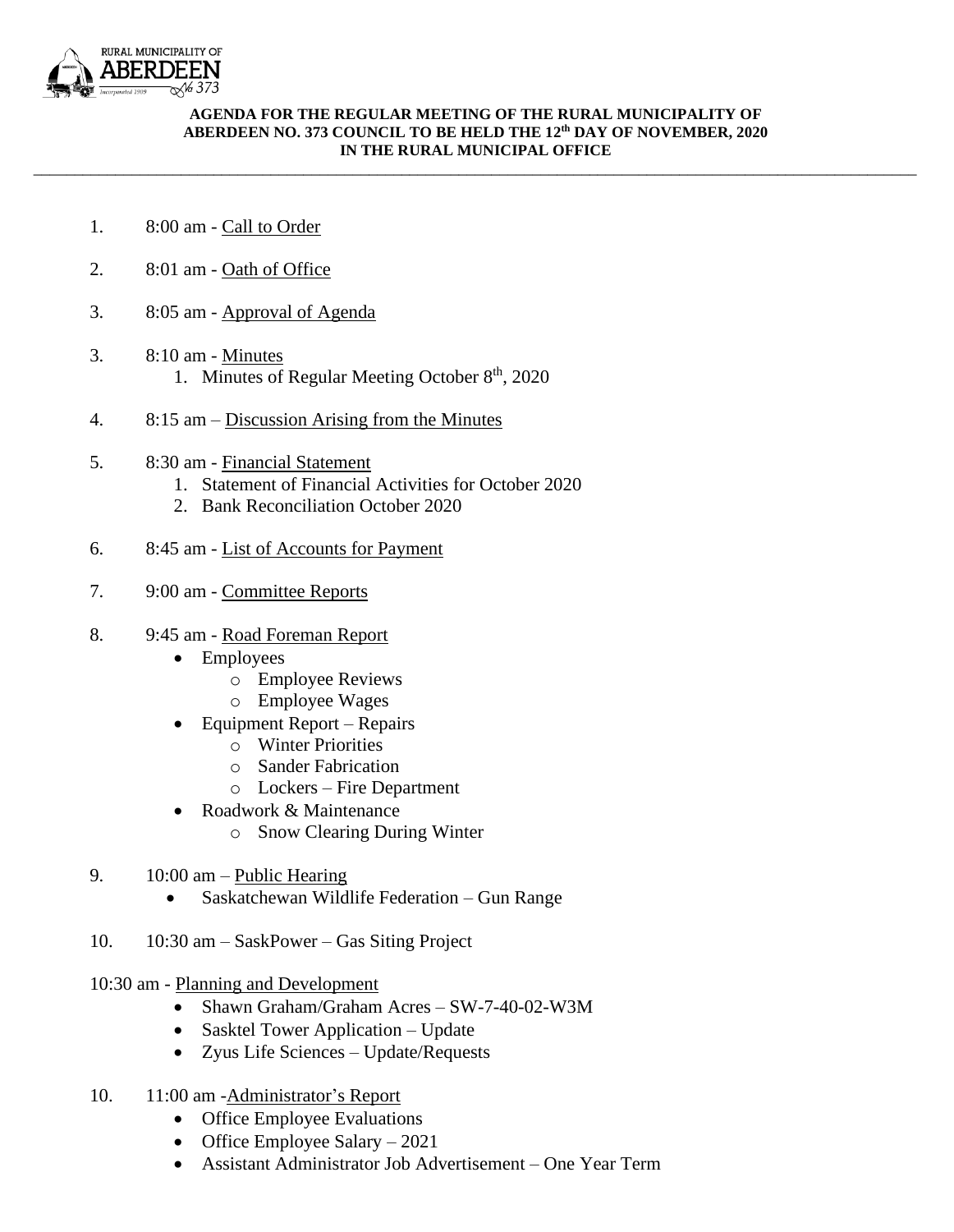RURAL MUNICIPALITY OF ABERDEEN No 373 Incorporated 1909

**AGENDA FOR THE REGULAR MEETING OF THE RURAL MUNICIPALITY OF ABERDEEN NO. 373 COUNCIL TO BE HELD THE 12th DAY OF NOVEMBER, 2020 IN THE RURAL MUNICIPAL OFFICE**

---

1. 8:00 am - Call to Order

2. 8:01 am - Oath of Office

3. 8:05 am - Approval of Agenda

3. 8:10 am - Minutes
    1. Minutes of Regular Meeting October 8th, 2020

4. 8:15 am – Discussion Arising from the Minutes

5. 8:30 am - Financial Statement
    1. Statement of Financial Activities for October 2020
    2. Bank Reconciliation October 2020

6. 8:45 am - List of Accounts for Payment

7. 9:00 am - Committee Reports

8. 9:45 am - Road Foreman Report
    - Employees
        - Employee Reviews
        - Employee Wages
    - Equipment Report – Repairs
        - Winter Priorities
        - Sander Fabrication
        - Lockers – Fire Department
    - Roadwork & Maintenance
        - Snow Clearing During Winter

9. 10:00 am – Public Hearing
    - Saskatchewan Wildlife Federation – Gun Range

10. 10:30 am – SaskPower – Gas Siting Project

10:30 am - Planning and Development

- Shawn Graham/Graham Acres – SW-7-40-02-W3M
- Sasktel Tower Application – Update
- Zyus Life Sciences – Update/Requests

10. 11:00 am -Administrator's Report
    - Office Employee Evaluations
    - Office Employee Salary – 2021
    - Assistant Administrator Job Advertisement – One Year Term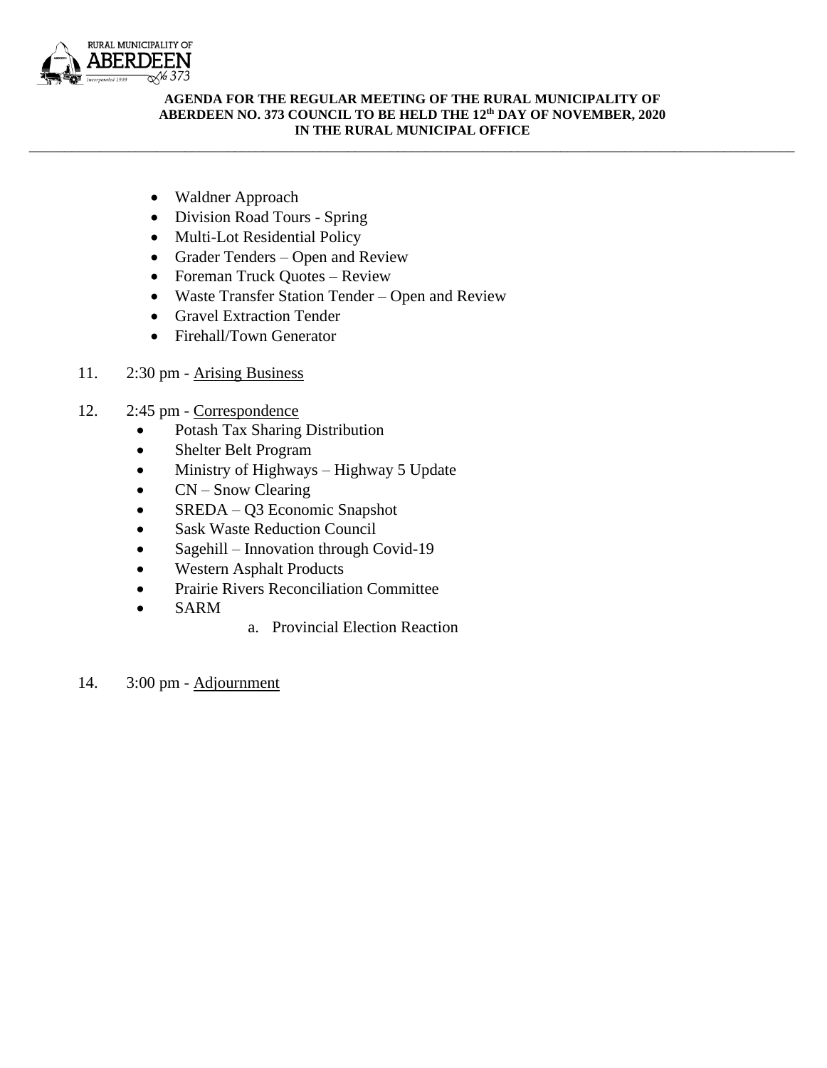**AGENDA FOR THE REGULAR MEETING OF THE RURAL MUNICIPALITY OF ABERDEEN NO. 373 COUNCIL TO BE HELD THE 12th DAY OF NOVEMBER, 2020 IN THE RURAL MUNICIPAL OFFICE**

- Waldner Approach
- Division Road Tours - Spring
- Multi-Lot Residential Policy
- Grader Tenders – Open and Review
- Foreman Truck Quotes – Review
- Waste Transfer Station Tender – Open and Review
- Gravel Extraction Tender
- Firehall/Town Generator

11. 2:30 pm - <u>Arising Business</u>

12. 2:45 pm - <u>Correspondence</u>
    - Potash Tax Sharing Distribution
    - Shelter Belt Program
    - Ministry of Highways – Highway 5 Update
    - CN – Snow Clearing
    - SREDA – Q3 Economic Snapshot
    - Sask Waste Reduction Council
    - Sagehill – Innovation through Covid-19
    - Western Asphalt Products
    - Prairie Rivers Reconciliation Committee
    - SARM
        a. Provincial Election Reaction

14. 3:00 pm - <u>Adjournment</u>